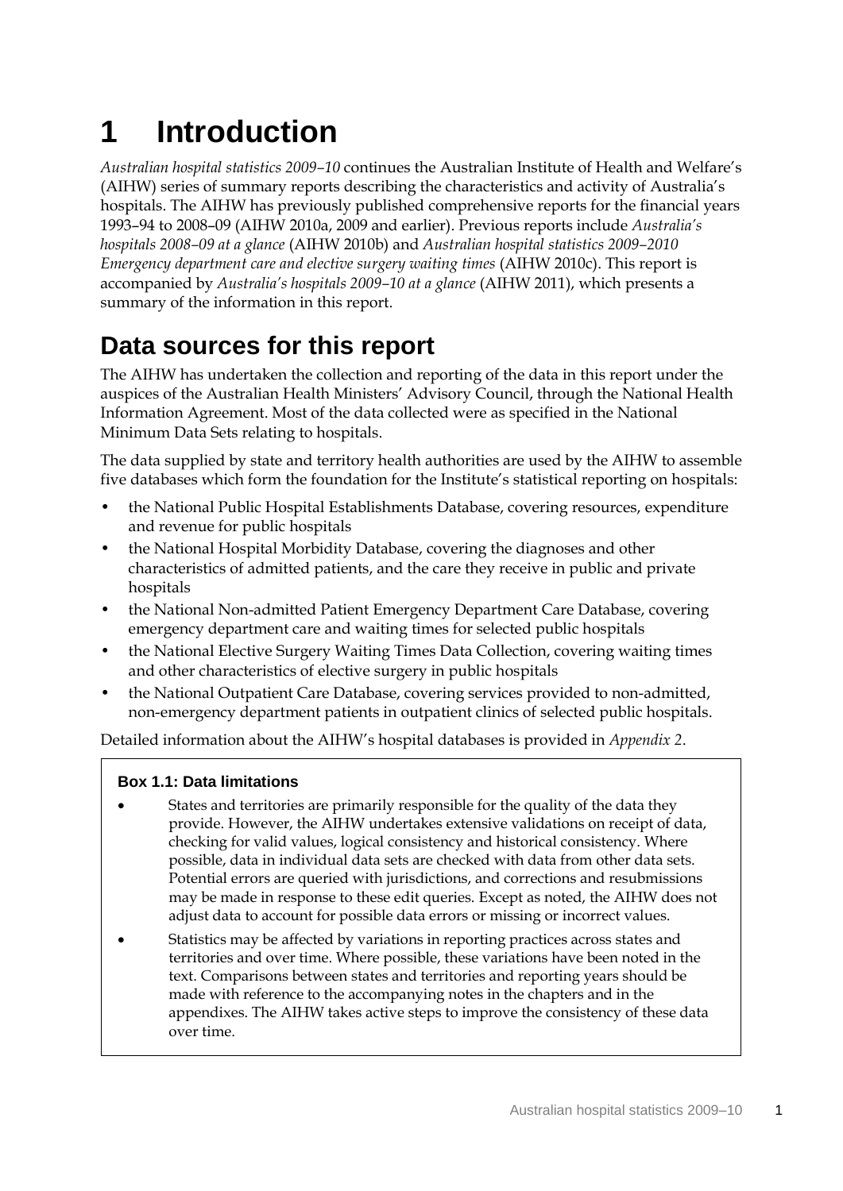# 1 Introduction

*Australian hospital statistics 2009–10* continues the Australian Institute of Health and Welfare's (AIHW) series of summary reports describing the characteristics and activity of Australia's hospitals. The AIHW has previously published comprehensive reports for the financial years 1993–94 to 2008–09 (AIHW 2010a, 2009 and earlier). Previous reports include *Australia's hospitals 2008–09 at a glance* (AIHW 2010b) and *Australian hospital statistics 2009–2010 Emergency department care and elective surgery waiting times* (AIHW 2010c). This report is accompanied by *Australia's hospitals 2009–10 at a glance* (AIHW 2011), which presents a summary of the information in this report.

## Data sources for this report

The AIHW has undertaken the collection and reporting of the data in this report under the auspices of the Australian Health Ministers' Advisory Council, through the National Health Information Agreement. Most of the data collected were as specified in the National Minimum Data Sets relating to hospitals.

The data supplied by state and territory health authorities are used by the AIHW to assemble five databases which form the foundation for the Institute's statistical reporting on hospitals:

- the National Public Hospital Establishments Database, covering resources, expenditure and revenue for public hospitals
- the National Hospital Morbidity Database, covering the diagnoses and other characteristics of admitted patients, and the care they receive in public and private hospitals
- the National Non-admitted Patient Emergency Department Care Database, covering emergency department care and waiting times for selected public hospitals
- the National Elective Surgery Waiting Times Data Collection, covering waiting times and other characteristics of elective surgery in public hospitals
- the National Outpatient Care Database, covering services provided to non-admitted, non-emergency department patients in outpatient clinics of selected public hospitals.

Detailed information about the AIHW's hospital databases is provided in *Appendix 2*.

**Box 1.1: Data limitations**

- States and territories are primarily responsible for the quality of the data they provide. However, the AIHW undertakes extensive validations on receipt of data, checking for valid values, logical consistency and historical consistency. Where possible, data in individual data sets are checked with data from other data sets. Potential errors are queried with jurisdictions, and corrections and resubmissions may be made in response to these edit queries. Except as noted, the AIHW does not adjust data to account for possible data errors or missing or incorrect values.
- Statistics may be affected by variations in reporting practices across states and territories and over time. Where possible, these variations have been noted in the text. Comparisons between states and territories and reporting years should be made with reference to the accompanying notes in the chapters and in the appendixes. The AIHW takes active steps to improve the consistency of these data over time.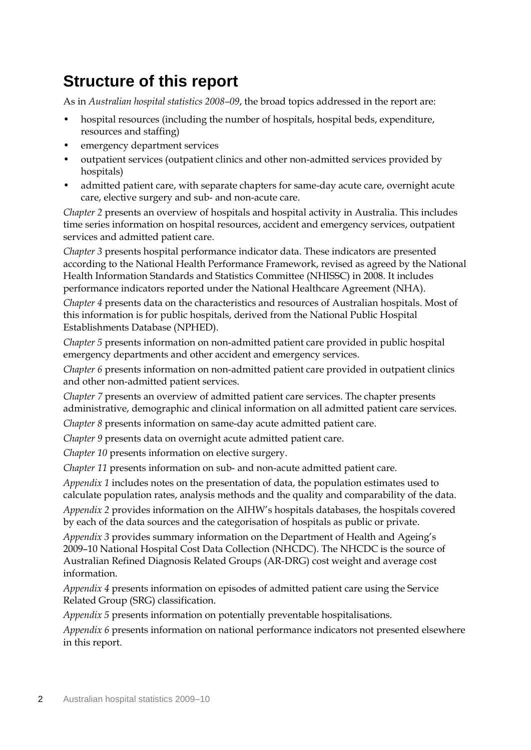## Structure of this report

As in *Australian hospital statistics 2008–09*, the broad topics addressed in the report are:

- hospital resources (including the number of hospitals, hospital beds, expenditure, resources and staffing)
- emergency department services
- outpatient services (outpatient clinics and other non-admitted services provided by hospitals)
- admitted patient care, with separate chapters for same-day acute care, overnight acute care, elective surgery and sub- and non-acute care.

*Chapter 2* presents an overview of hospitals and hospital activity in Australia. This includes time series information on hospital resources, accident and emergency services, outpatient services and admitted patient care.

*Chapter 3* presents hospital performance indicator data. These indicators are presented according to the National Health Performance Framework, revised as agreed by the National Health Information Standards and Statistics Committee (NHISSC) in 2008. It includes performance indicators reported under the National Healthcare Agreement (NHA).

*Chapter 4* presents data on the characteristics and resources of Australian hospitals. Most of this information is for public hospitals, derived from the National Public Hospital Establishments Database (NPHED).

*Chapter 5* presents information on non-admitted patient care provided in public hospital emergency departments and other accident and emergency services.

*Chapter 6* presents information on non-admitted patient care provided in outpatient clinics and other non-admitted patient services.

*Chapter 7* presents an overview of admitted patient care services. The chapter presents administrative, demographic and clinical information on all admitted patient care services.

*Chapter 8* presents information on same-day acute admitted patient care.

*Chapter 9* presents data on overnight acute admitted patient care.

*Chapter 10* presents information on elective surgery.

*Chapter 11* presents information on sub- and non-acute admitted patient care.

*Appendix 1* includes notes on the presentation of data, the population estimates used to calculate population rates, analysis methods and the quality and comparability of the data.

*Appendix 2* provides information on the AIHW's hospitals databases, the hospitals covered by each of the data sources and the categorisation of hospitals as public or private.

*Appendix 3* provides summary information on the Department of Health and Ageing's 2009–10 National Hospital Cost Data Collection (NHCDC). The NHCDC is the source of Australian Refined Diagnosis Related Groups (AR-DRG) cost weight and average cost information.

*Appendix 4* presents information on episodes of admitted patient care using the Service Related Group (SRG) classification.

*Appendix 5* presents information on potentially preventable hospitalisations.

*Appendix 6* presents information on national performance indicators not presented elsewhere in this report.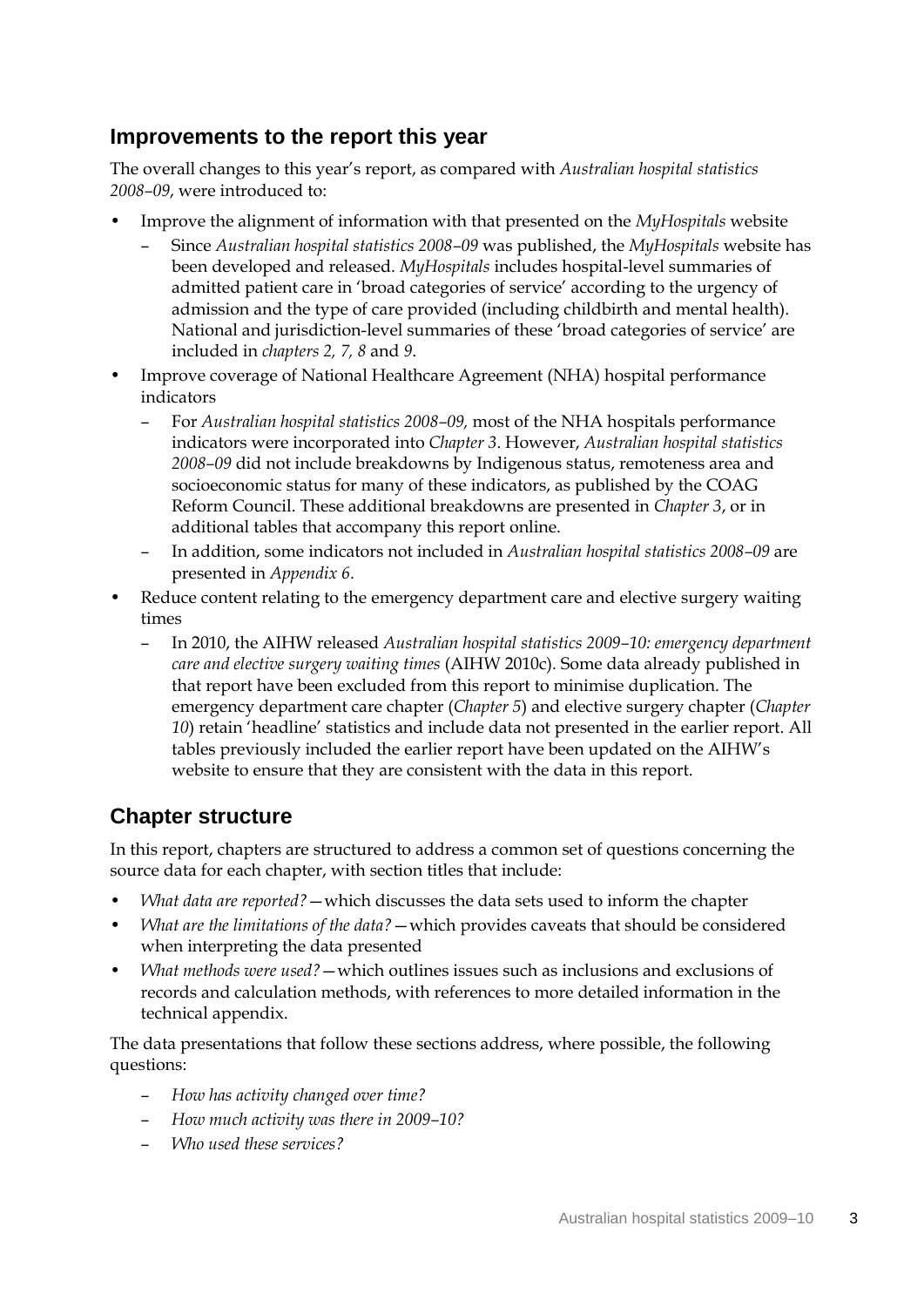## Improvements to the report this year

The overall changes to this year's report, as compared with *Australian hospital statistics 2008–09*, were introduced to:

- Improve the alignment of information with that presented on the *MyHospitals* website
  - Since *Australian hospital statistics 2008–09* was published, the *MyHospitals* website has been developed and released. *MyHospitals* includes hospital-level summaries of admitted patient care in 'broad categories of service' according to the urgency of admission and the type of care provided (including childbirth and mental health). National and jurisdiction-level summaries of these 'broad categories of service' are included in *chapters 2, 7, 8* and *9*.
- Improve coverage of National Healthcare Agreement (NHA) hospital performance indicators
  - For *Australian hospital statistics 2008–09,* most of the NHA hospitals performance indicators were incorporated into *Chapter 3*. However, *Australian hospital statistics 2008–09* did not include breakdowns by Indigenous status, remoteness area and socioeconomic status for many of these indicators, as published by the COAG Reform Council. These additional breakdowns are presented in *Chapter 3*, or in additional tables that accompany this report online.
  - In addition, some indicators not included in *Australian hospital statistics 2008–09* are presented in *Appendix 6*.
- Reduce content relating to the emergency department care and elective surgery waiting times
  - In 2010, the AIHW released *Australian hospital statistics 2009–10: emergency department care and elective surgery waiting times* (AIHW 2010c). Some data already published in that report have been excluded from this report to minimise duplication. The emergency department care chapter (*Chapter 5*) and elective surgery chapter (*Chapter 10*) retain 'headline' statistics and include data not presented in the earlier report. All tables previously included the earlier report have been updated on the AIHW's website to ensure that they are consistent with the data in this report.

## Chapter structure

In this report, chapters are structured to address a common set of questions concerning the source data for each chapter, with section titles that include:

- *What data are reported?*—which discusses the data sets used to inform the chapter
- *What are the limitations of the data?*—which provides caveats that should be considered when interpreting the data presented
- *What methods were used?*—which outlines issues such as inclusions and exclusions of records and calculation methods, with references to more detailed information in the technical appendix.

The data presentations that follow these sections address, where possible, the following questions:

  - *How has activity changed over time?*
  - *How much activity was there in 2009–10?*
  - *Who used these services?*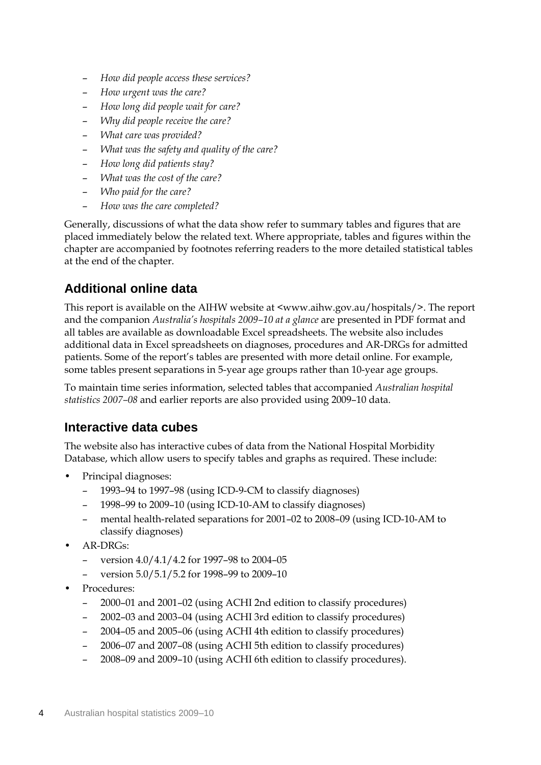- *How did people access these services?*
- *How urgent was the care?*
- *How long did people wait for care?*
- *Why did people receive the care?*
- *What care was provided?*
- *What was the safety and quality of the care?*
- *How long did patients stay?*
- *What was the cost of the care?*
- *Who paid for the care?*
- *How was the care completed?*

Generally, discussions of what the data show refer to summary tables and figures that are placed immediately below the related text. Where appropriate, tables and figures within the chapter are accompanied by footnotes referring readers to the more detailed statistical tables at the end of the chapter.

## Additional online data

This report is available on the AIHW website at <www.aihw.gov.au/hospitals/>. The report and the companion *Australia's hospitals 2009–10 at a glance* are presented in PDF format and all tables are available as downloadable Excel spreadsheets. The website also includes additional data in Excel spreadsheets on diagnoses, procedures and AR-DRGs for admitted patients. Some of the report's tables are presented with more detail online. For example, some tables present separations in 5-year age groups rather than 10-year age groups.

To maintain time series information, selected tables that accompanied *Australian hospital statistics 2007–08* and earlier reports are also provided using 2009–10 data.

## Interactive data cubes

The website also has interactive cubes of data from the National Hospital Morbidity Database, which allow users to specify tables and graphs as required. These include:

- Principal diagnoses:
  - 1993–94 to 1997–98 (using ICD-9-CM to classify diagnoses)
  - 1998–99 to 2009–10 (using ICD-10-AM to classify diagnoses)
  - mental health-related separations for 2001–02 to 2008–09 (using ICD-10-AM to classify diagnoses)
- AR-DRGs:
  - version 4.0/4.1/4.2 for 1997–98 to 2004–05
  - version 5.0/5.1/5.2 for 1998–99 to 2009–10
- Procedures:
  - 2000–01 and 2001–02 (using ACHI 2nd edition to classify procedures)
  - 2002–03 and 2003–04 (using ACHI 3rd edition to classify procedures)
  - 2004–05 and 2005–06 (using ACHI 4th edition to classify procedures)
  - 2006–07 and 2007–08 (using ACHI 5th edition to classify procedures)
  - 2008–09 and 2009–10 (using ACHI 6th edition to classify procedures).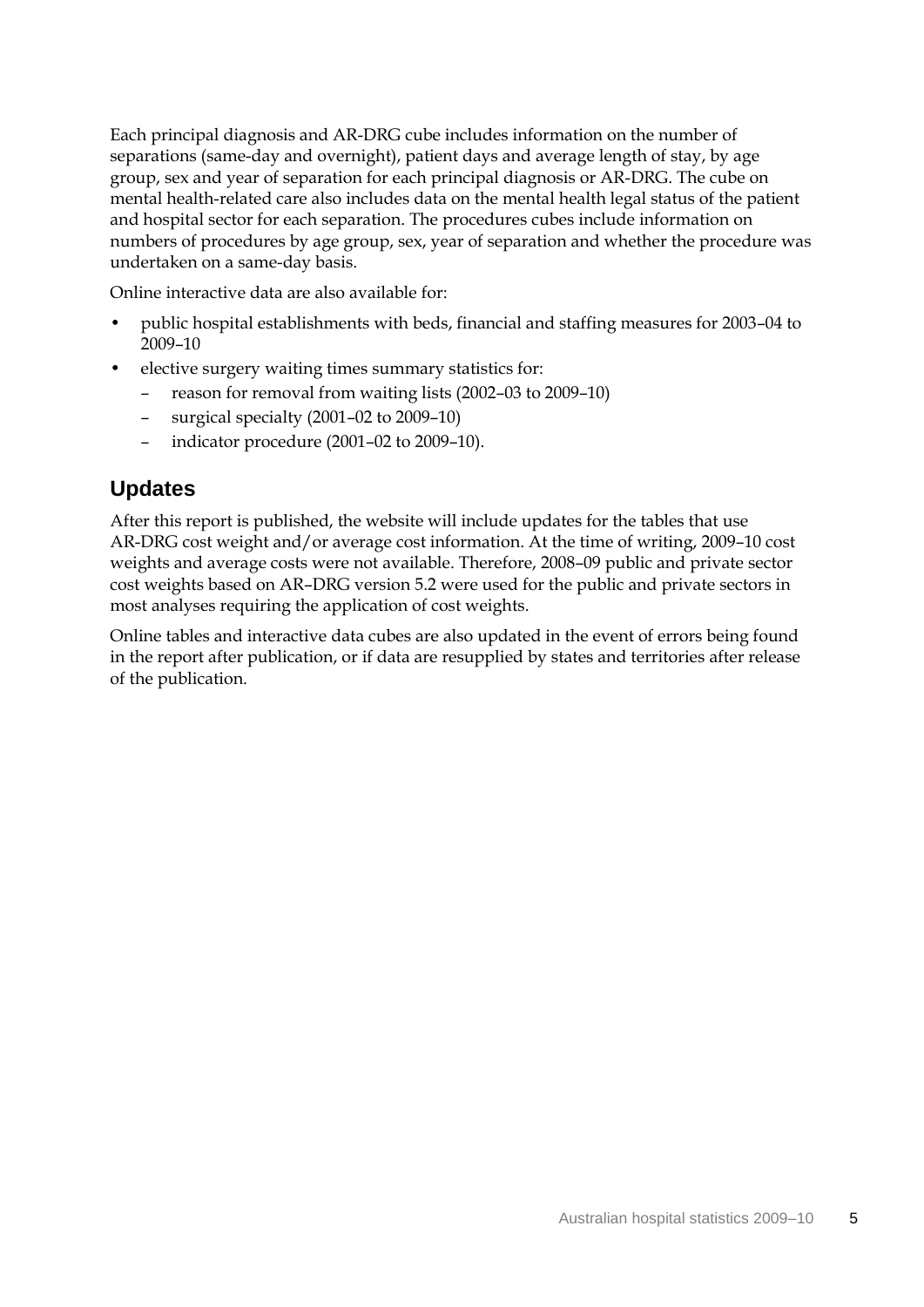Each principal diagnosis and AR-DRG cube includes information on the number of separations (same-day and overnight), patient days and average length of stay, by age group, sex and year of separation for each principal diagnosis or AR-DRG. The cube on mental health-related care also includes data on the mental health legal status of the patient and hospital sector for each separation. The procedures cubes include information on numbers of procedures by age group, sex, year of separation and whether the procedure was undertaken on a same-day basis.

Online interactive data are also available for:

- public hospital establishments with beds, financial and staffing measures for 2003–04 to 2009–10
- elective surgery waiting times summary statistics for:
  - reason for removal from waiting lists (2002–03 to 2009–10)
  - surgical specialty (2001–02 to 2009–10)
  - indicator procedure (2001–02 to 2009–10).

## Updates

After this report is published, the website will include updates for the tables that use AR-DRG cost weight and/or average cost information. At the time of writing, 2009–10 cost weights and average costs were not available. Therefore, 2008–09 public and private sector cost weights based on AR–DRG version 5.2 were used for the public and private sectors in most analyses requiring the application of cost weights.

Online tables and interactive data cubes are also updated in the event of errors being found in the report after publication, or if data are resupplied by states and territories after release of the publication.